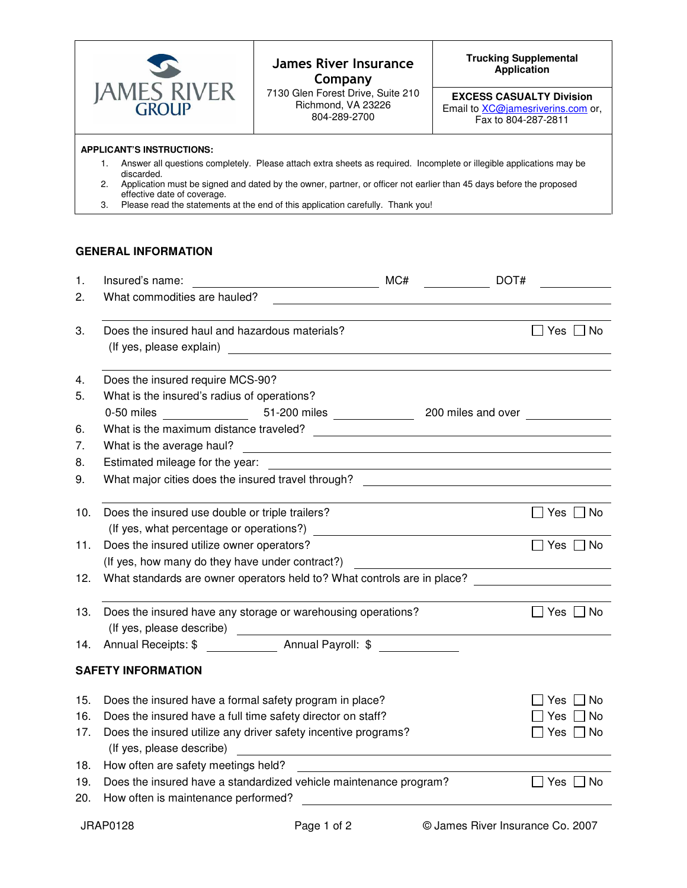| JAMES RIVER GROUP | **James River Insurance Company**<br>7130 Glen Forest Drive, Suite 210<br>Richmond, VA 23226<br>804-289-2700 | **Trucking Supplemental Application**<br><br>**EXCESS CASUALTY Division**<br>Email to XC@jamesriverins.com or,<br>Fax to 804-287-2811 |
|---|---|---|

**APPLICANT'S INSTRUCTIONS:**

1. Answer all questions completely. Please attach extra sheets as required. Incomplete or illegible applications may be discarded.
2. Application must be signed and dated by the owner, partner, or officer not earlier than 45 days before the proposed effective date of coverage.
3. Please read the statements at the end of this application carefully. Thank you!

## GENERAL INFORMATION

1. Insured's name: ______________________ MC# __________ DOT# __________
2. What commodities are hauled? ______________________
3. Does the insured haul and hazardous materials? ☐ Yes ☐ No
   (If yes, please explain) ______________________
4. Does the insured require MCS-90?
5. What is the insured's radius of operations?
   0-50 miles __________ 51-200 miles __________ 200 miles and over __________
6. What is the maximum distance traveled? ______________________
7. What is the average haul? ______________________
8. Estimated mileage for the year: ______________________
9. What major cities does the insured travel through? ______________________
10. Does the insured use double or triple trailers? ☐ Yes ☐ No
    (If yes, what percentage or operations?) ______________________
11. Does the insured utilize owner operators? ☐ Yes ☐ No
    (If yes, how many do they have under contract?) ______________________
12. What standards are owner operators held to? What controls are in place? ______________________
13. Does the insured have any storage or warehousing operations? ☐ Yes ☐ No
    (If yes, please describe) ______________________
14. Annual Receipts: $ __________ Annual Payroll: $ __________

## SAFETY INFORMATION

15. Does the insured have a formal safety program in place? ☐ Yes ☐ No
16. Does the insured have a full time safety director on staff? ☐ Yes ☐ No
17. Does the insured utilize any driver safety incentive programs? ☐ Yes ☐ No
    (If yes, please describe) ______________________
18. How often are safety meetings held? ______________________
19. Does the insured have a standardized vehicle maintenance program? ☐ Yes ☐ No
20. How often is maintenance performed? ______________________

JRAP0128 © James River Insurance Co. 2007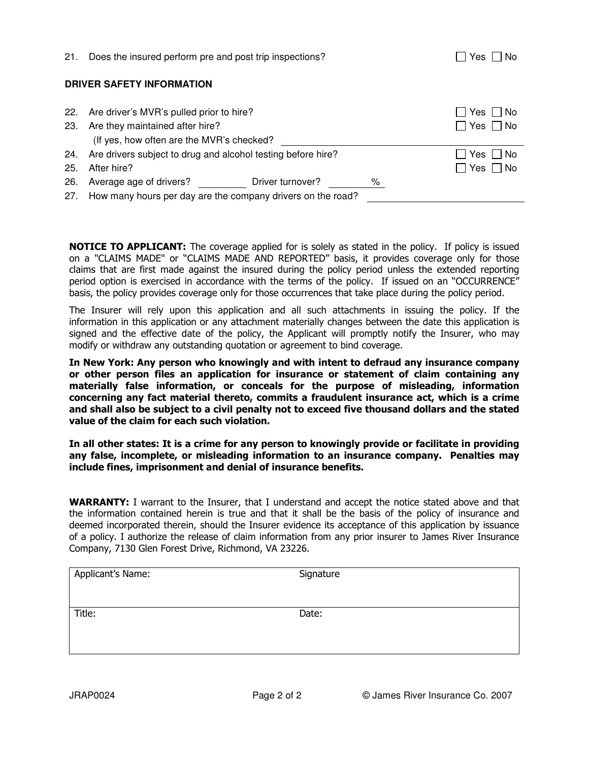21. Does the insured perform pre and post trip inspections? ☐ Yes ☐ No

**DRIVER SAFETY INFORMATION**

22. Are driver's MVR's pulled prior to hire? ☐ Yes ☐ No
23. Are they maintained after hire? ☐ Yes ☐ No
    (If yes, how often are the MVR's checked? ____________________
24. Are drivers subject to drug and alcohol testing before hire? ☐ Yes ☐ No
25. After hire? ☐ Yes ☐ No
26. Average age of drivers? __________ Driver turnover? ________ %
27. How many hours per day are the company drivers on the road? ____________________

**NOTICE TO APPLICANT:** The coverage applied for is solely as stated in the policy. If policy is issued on a "CLAIMS MADE" or "CLAIMS MADE AND REPORTED" basis, it provides coverage only for those claims that are first made against the insured during the policy period unless the extended reporting period option is exercised in accordance with the terms of the policy. If issued on an "OCCURRENCE" basis, the policy provides coverage only for those occurrences that take place during the policy period.

The Insurer will rely upon this application and all such attachments in issuing the policy. If the information in this application or any attachment materially changes between the date this application is signed and the effective date of the policy, the Applicant will promptly notify the Insurer, who may modify or withdraw any outstanding quotation or agreement to bind coverage.

**In New York: Any person who knowingly and with intent to defraud any insurance company or other person files an application for insurance or statement of claim containing any materially false information, or conceals for the purpose of misleading, information concerning any fact material thereto, commits a fraudulent insurance act, which is a crime and shall also be subject to a civil penalty not to exceed five thousand dollars and the stated value of the claim for each such violation.**

**In all other states: It is a crime for any person to knowingly provide or facilitate in providing any false, incomplete, or misleading information to an insurance company. Penalties may include fines, imprisonment and denial of insurance benefits.**

**WARRANTY:** I warrant to the Insurer, that I understand and accept the notice stated above and that the information contained herein is true and that it shall be the basis of the policy of insurance and deemed incorporated therein, should the Insurer evidence its acceptance of this application by issuance of a policy. I authorize the release of claim information from any prior insurer to James River Insurance Company, 7130 Glen Forest Drive, Richmond, VA 23226.

| | |
|---|---|
| Applicant's Name: | Signature |
| Title: | Date: |

JRAP0024 © James River Insurance Co. 2007